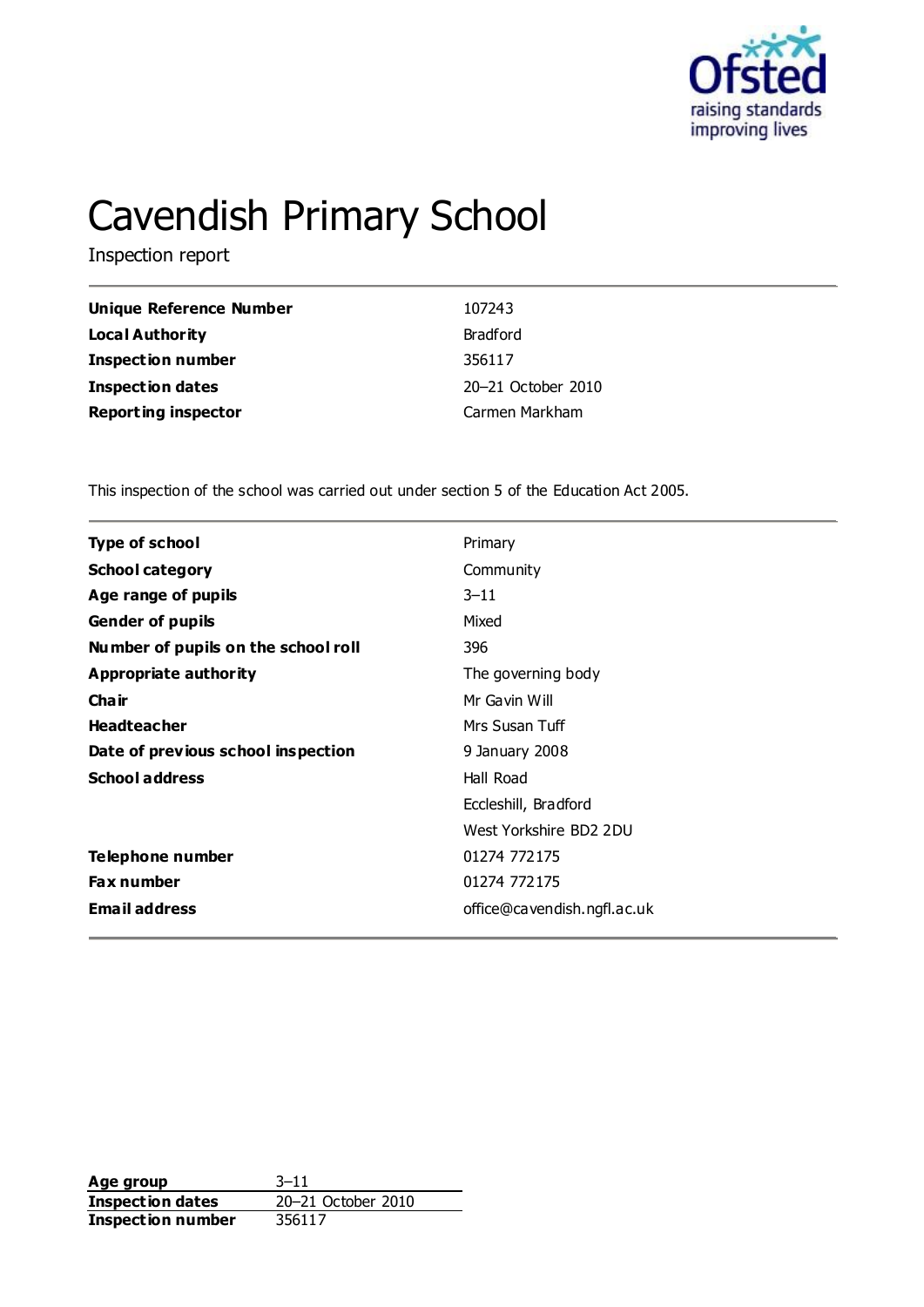# Cavendish Primary School

Inspection report

| | |
|---|---|
| **Unique Reference Number** | 107243 |
| **Local Authority** | Bradford |
| **Inspection number** | 356117 |
| **Inspection dates** | 20–21 October 2010 |
| **Reporting inspector** | Carmen Markham |

This inspection of the school was carried out under section 5 of the Education Act 2005.

| | |
|---|---|
| **Type of school** | Primary |
| **School category** | Community |
| **Age range of pupils** | 3–11 |
| **Gender of pupils** | Mixed |
| **Number of pupils on the school roll** | 396 |
| **Appropriate authority** | The governing body |
| **Chair** | Mr Gavin Will |
| **Headteacher** | Mrs Susan Tuff |
| **Date of previous school inspection** | 9 January 2008 |
| **School address** | Hall Road<br>Eccleshill, Bradford<br>West Yorkshire BD2 2DU |
| **Telephone number** | 01274 772175 |
| **Fax number** | 01274 772175 |
| **Email address** | office@cavendish.ngfl.ac.uk |

| | |
|---|---|
| **Age group** | 3–11 |
| **Inspection dates** | 20–21 October 2010 |
| **Inspection number** | 356117 |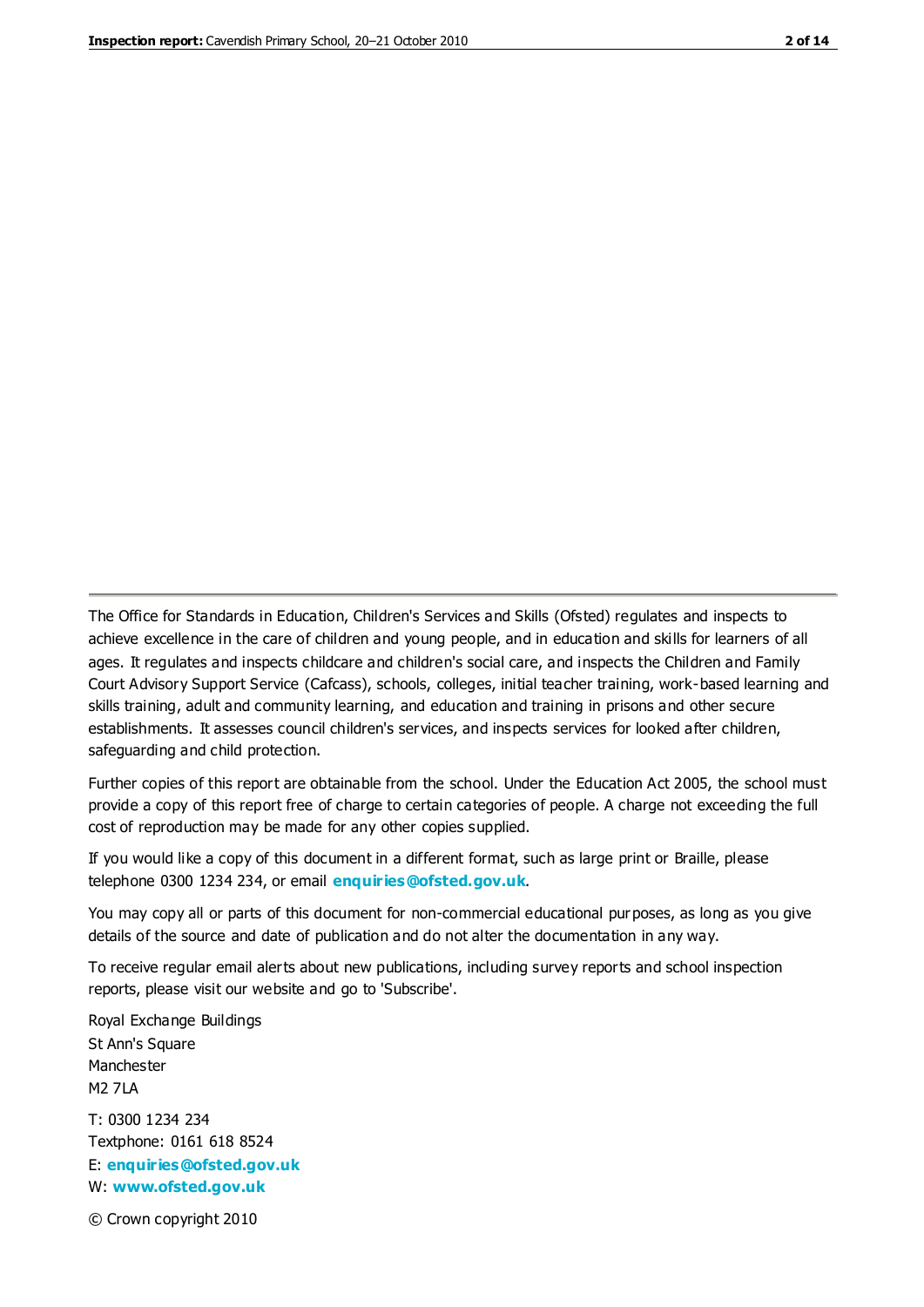The Office for Standards in Education, Children's Services and Skills (Ofsted) regulates and inspects to achieve excellence in the care of children and young people, and in education and skills for learners of all ages. It regulates and inspects childcare and children's social care, and inspects the Children and Family Court Advisory Support Service (Cafcass), schools, colleges, initial teacher training, work-based learning and skills training, adult and community learning, and education and training in prisons and other secure establishments. It assesses council children's services, and inspects services for looked after children, safeguarding and child protection.

Further copies of this report are obtainable from the school. Under the Education Act 2005, the school must provide a copy of this report free of charge to certain categories of people. A charge not exceeding the full cost of reproduction may be made for any other copies supplied.

If you would like a copy of this document in a different format, such as large print or Braille, please telephone 0300 1234 234, or email **enquiries@ofsted.gov.uk**.

You may copy all or parts of this document for non-commercial educational purposes, as long as you give details of the source and date of publication and do not alter the documentation in any way.

To receive regular email alerts about new publications, including survey reports and school inspection reports, please visit our website and go to 'Subscribe'.

Royal Exchange Buildings
St Ann's Square
Manchester
M2 7LA

T: 0300 1234 234
Textphone: 0161 618 8524
E: **enquiries@ofsted.gov.uk**
W: **www.ofsted.gov.uk**

© Crown copyright 2010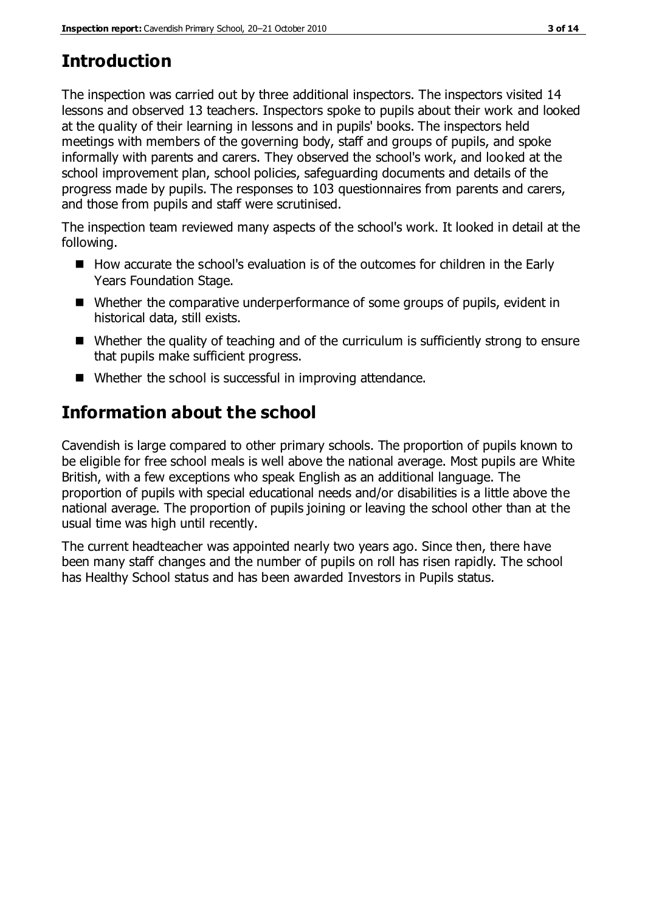## Introduction

The inspection was carried out by three additional inspectors. The inspectors visited 14 lessons and observed 13 teachers. Inspectors spoke to pupils about their work and looked at the quality of their learning in lessons and in pupils' books. The inspectors held meetings with members of the governing body, staff and groups of pupils, and spoke informally with parents and carers. They observed the school's work, and looked at the school improvement plan, school policies, safeguarding documents and details of the progress made by pupils. The responses to 103 questionnaires from parents and carers, and those from pupils and staff were scrutinised.

The inspection team reviewed many aspects of the school's work. It looked in detail at the following.

- How accurate the school's evaluation is of the outcomes for children in the Early Years Foundation Stage.
- Whether the comparative underperformance of some groups of pupils, evident in historical data, still exists.
- Whether the quality of teaching and of the curriculum is sufficiently strong to ensure that pupils make sufficient progress.
- Whether the school is successful in improving attendance.

## Information about the school

Cavendish is large compared to other primary schools. The proportion of pupils known to be eligible for free school meals is well above the national average. Most pupils are White British, with a few exceptions who speak English as an additional language. The proportion of pupils with special educational needs and/or disabilities is a little above the national average. The proportion of pupils joining or leaving the school other than at the usual time was high until recently.

The current headteacher was appointed nearly two years ago. Since then, there have been many staff changes and the number of pupils on roll has risen rapidly. The school has Healthy School status and has been awarded Investors in Pupils status.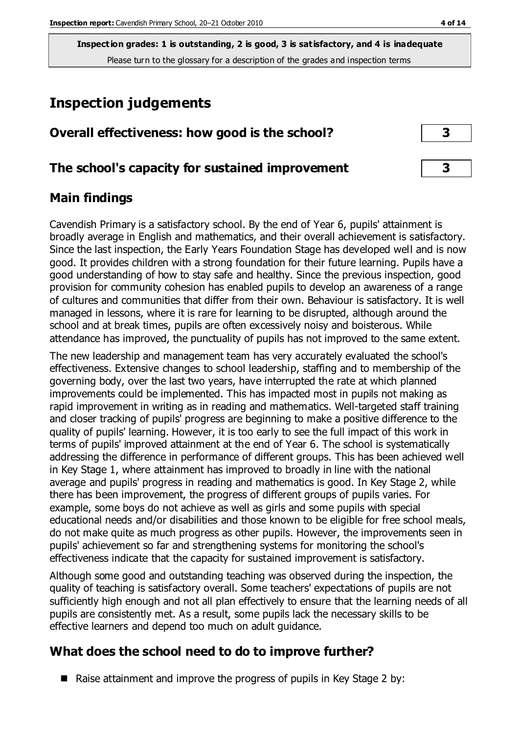**Inspection grades: 1 is outstanding, 2 is good, 3 is satisfactory, and 4 is inadequate**
Please turn to the glossary for a description of the grades and inspection terms

# Inspection judgements

## Overall effectiveness: how good is the school? **3**

## The school's capacity for sustained improvement **3**

## Main findings

Cavendish Primary is a satisfactory school. By the end of Year 6, pupils' attainment is broadly average in English and mathematics, and their overall achievement is satisfactory. Since the last inspection, the Early Years Foundation Stage has developed well and is now good. It provides children with a strong foundation for their future learning. Pupils have a good understanding of how to stay safe and healthy. Since the previous inspection, good provision for community cohesion has enabled pupils to develop an awareness of a range of cultures and communities that differ from their own. Behaviour is satisfactory. It is well managed in lessons, where it is rare for learning to be disrupted, although around the school and at break times, pupils are often excessively noisy and boisterous. While attendance has improved, the punctuality of pupils has not improved to the same extent.

The new leadership and management team has very accurately evaluated the school's effectiveness. Extensive changes to school leadership, staffing and to membership of the governing body, over the last two years, have interrupted the rate at which planned improvements could be implemented. This has impacted most in pupils not making as rapid improvement in writing as in reading and mathematics. Well-targeted staff training and closer tracking of pupils' progress are beginning to make a positive difference to the quality of pupils' learning. However, it is too early to see the full impact of this work in terms of pupils' improved attainment at the end of Year 6. The school is systematically addressing the difference in performance of different groups. This has been achieved well in Key Stage 1, where attainment has improved to broadly in line with the national average and pupils' progress in reading and mathematics is good. In Key Stage 2, while there has been improvement, the progress of different groups of pupils varies. For example, some boys do not achieve as well as girls and some pupils with special educational needs and/or disabilities and those known to be eligible for free school meals, do not make quite as much progress as other pupils. However, the improvements seen in pupils' achievement so far and strengthening systems for monitoring the school's effectiveness indicate that the capacity for sustained improvement is satisfactory.

Although some good and outstanding teaching was observed during the inspection, the quality of teaching is satisfactory overall. Some teachers' expectations of pupils are not sufficiently high enough and not all plan effectively to ensure that the learning needs of all pupils are consistently met. As a result, some pupils lack the necessary skills to be effective learners and depend too much on adult guidance.

## What does the school need to do to improve further?

- Raise attainment and improve the progress of pupils in Key Stage 2 by: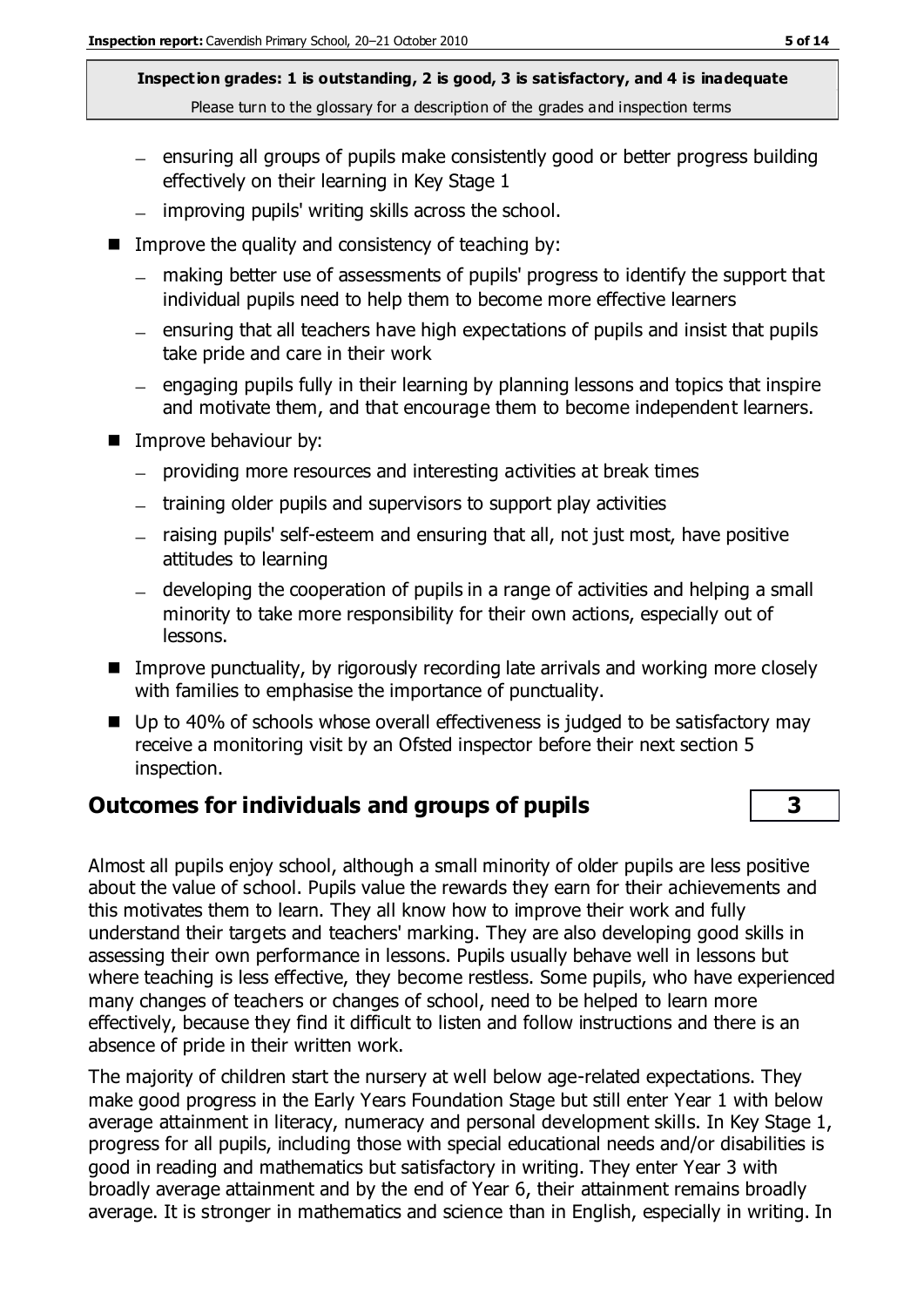**Inspection grades: 1 is outstanding, 2 is good, 3 is satisfactory, and 4 is inadequate**
Please turn to the glossary for a description of the grades and inspection terms

- ensuring all groups of pupils make consistently good or better progress building effectively on their learning in Key Stage 1
- improving pupils' writing skills across the school.

- Improve the quality and consistency of teaching by:
  - making better use of assessments of pupils' progress to identify the support that individual pupils need to help them to become more effective learners
  - ensuring that all teachers have high expectations of pupils and insist that pupils take pride and care in their work
  - engaging pupils fully in their learning by planning lessons and topics that inspire and motivate them, and that encourage them to become independent learners.
- Improve behaviour by:
  - providing more resources and interesting activities at break times
  - training older pupils and supervisors to support play activities
  - raising pupils' self-esteem and ensuring that all, not just most, have positive attitudes to learning
  - developing the cooperation of pupils in a range of activities and helping a small minority to take more responsibility for their own actions, especially out of lessons.
- Improve punctuality, by rigorously recording late arrivals and working more closely with families to emphasise the importance of punctuality.
- Up to 40% of schools whose overall effectiveness is judged to be satisfactory may receive a monitoring visit by an Ofsted inspector before their next section 5 inspection.

## Outcomes for individuals and groups of pupils — 3

Almost all pupils enjoy school, although a small minority of older pupils are less positive about the value of school. Pupils value the rewards they earn for their achievements and this motivates them to learn. They all know how to improve their work and fully understand their targets and teachers' marking. They are also developing good skills in assessing their own performance in lessons. Pupils usually behave well in lessons but where teaching is less effective, they become restless. Some pupils, who have experienced many changes of teachers or changes of school, need to be helped to learn more effectively, because they find it difficult to listen and follow instructions and there is an absence of pride in their written work.

The majority of children start the nursery at well below age-related expectations. They make good progress in the Early Years Foundation Stage but still enter Year 1 with below average attainment in literacy, numeracy and personal development skills. In Key Stage 1, progress for all pupils, including those with special educational needs and/or disabilities is good in reading and mathematics but satisfactory in writing. They enter Year 3 with broadly average attainment and by the end of Year 6, their attainment remains broadly average. It is stronger in mathematics and science than in English, especially in writing. In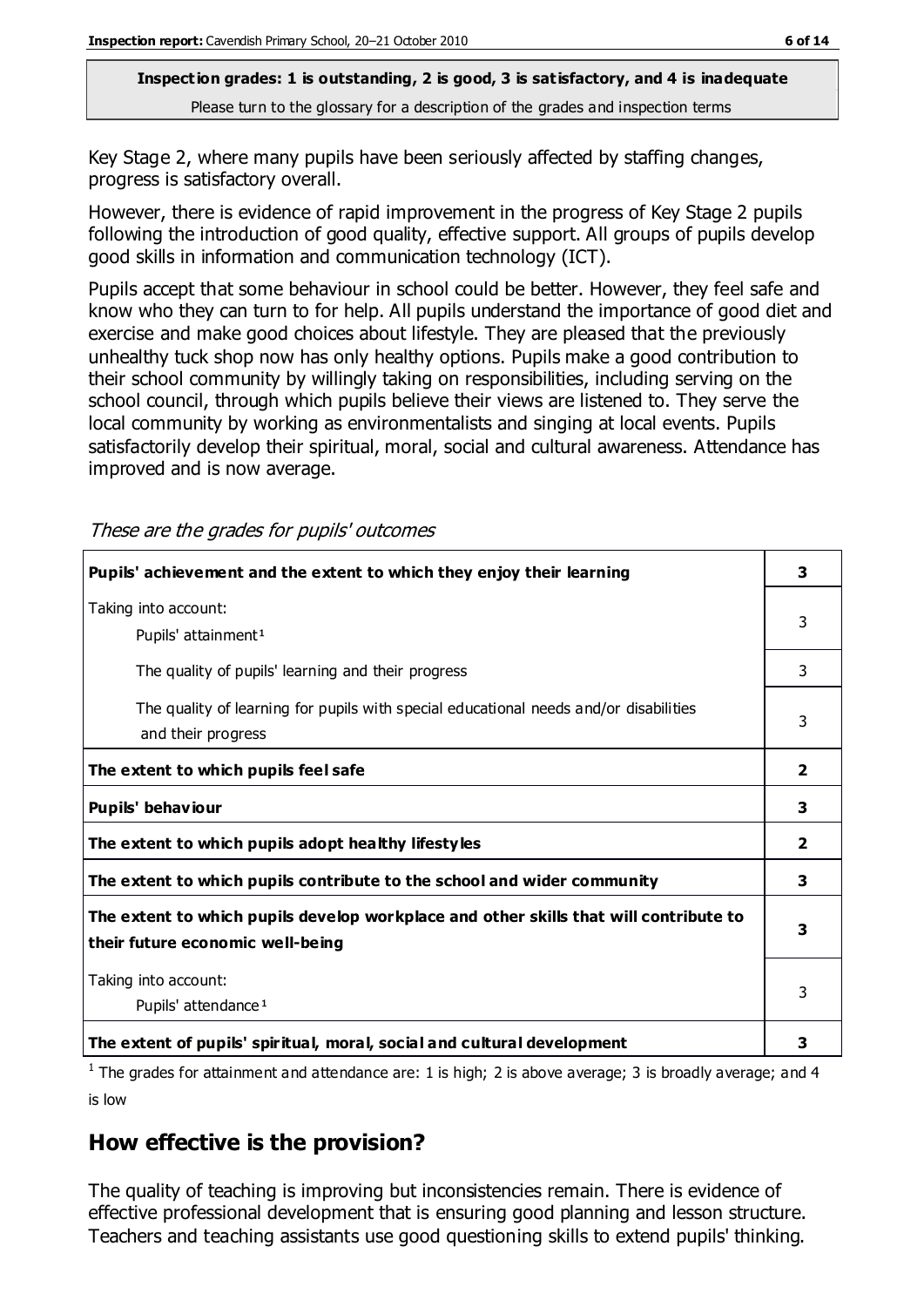**Inspection grades: 1 is outstanding, 2 is good, 3 is satisfactory, and 4 is inadequate**
Please turn to the glossary for a description of the grades and inspection terms

Key Stage 2, where many pupils have been seriously affected by staffing changes, progress is satisfactory overall.

However, there is evidence of rapid improvement in the progress of Key Stage 2 pupils following the introduction of good quality, effective support. All groups of pupils develop good skills in information and communication technology (ICT).

Pupils accept that some behaviour in school could be better. However, they feel safe and know who they can turn to for help. All pupils understand the importance of good diet and exercise and make good choices about lifestyle. They are pleased that the previously unhealthy tuck shop now has only healthy options. Pupils make a good contribution to their school community by willingly taking on responsibilities, including serving on the school council, through which pupils believe their views are listened to. They serve the local community by working as environmentalists and singing at local events. Pupils satisfactorily develop their spiritual, moral, social and cultural awareness. Attendance has improved and is now average.

*These are the grades for pupils' outcomes*

| | |
|---|---|
| **Pupils' achievement and the extent to which they enjoy their learning** | **3** |
| Taking into account: Pupils' attainment[1] | 3 |
| The quality of pupils' learning and their progress | 3 |
| The quality of learning for pupils with special educational needs and/or disabilities and their progress | 3 |
| **The extent to which pupils feel safe** | **2** |
| **Pupils' behaviour** | **3** |
| **The extent to which pupils adopt healthy lifestyles** | **2** |
| **The extent to which pupils contribute to the school and wider community** | **3** |
| **The extent to which pupils develop workplace and other skills that will contribute to their future economic well-being** | **3** |
| Taking into account: Pupils' attendance[1] | 3 |
| **The extent of pupils' spiritual, moral, social and cultural development** | **3** |

[1] The grades for attainment and attendance are: 1 is high; 2 is above average; 3 is broadly average; and 4 is low

## How effective is the provision?

The quality of teaching is improving but inconsistencies remain. There is evidence of effective professional development that is ensuring good planning and lesson structure. Teachers and teaching assistants use good questioning skills to extend pupils' thinking.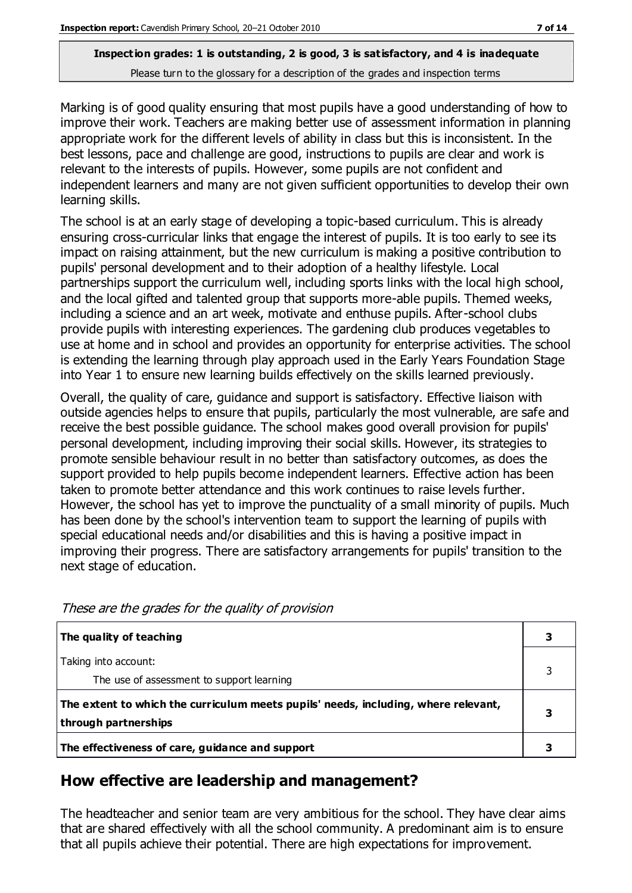**Inspection grades: 1 is outstanding, 2 is good, 3 is satisfactory, and 4 is inadequate**
Please turn to the glossary for a description of the grades and inspection terms

Marking is of good quality ensuring that most pupils have a good understanding of how to improve their work. Teachers are making better use of assessment information in planning appropriate work for the different levels of ability in class but this is inconsistent. In the best lessons, pace and challenge are good, instructions to pupils are clear and work is relevant to the interests of pupils. However, some pupils are not confident and independent learners and many are not given sufficient opportunities to develop their own learning skills.

The school is at an early stage of developing a topic-based curriculum. This is already ensuring cross-curricular links that engage the interest of pupils. It is too early to see its impact on raising attainment, but the new curriculum is making a positive contribution to pupils' personal development and to their adoption of a healthy lifestyle. Local partnerships support the curriculum well, including sports links with the local high school, and the local gifted and talented group that supports more-able pupils. Themed weeks, including a science and an art week, motivate and enthuse pupils. After-school clubs provide pupils with interesting experiences. The gardening club produces vegetables to use at home and in school and provides an opportunity for enterprise activities. The school is extending the learning through play approach used in the Early Years Foundation Stage into Year 1 to ensure new learning builds effectively on the skills learned previously.

Overall, the quality of care, guidance and support is satisfactory. Effective liaison with outside agencies helps to ensure that pupils, particularly the most vulnerable, are safe and receive the best possible guidance. The school makes good overall provision for pupils' personal development, including improving their social skills. However, its strategies to promote sensible behaviour result in no better than satisfactory outcomes, as does the support provided to help pupils become independent learners. Effective action has been taken to promote better attendance and this work continues to raise levels further. However, the school has yet to improve the punctuality of a small minority of pupils. Much has been done by the school's intervention team to support the learning of pupils with special educational needs and/or disabilities and this is having a positive impact in improving their progress. There are satisfactory arrangements for pupils' transition to the next stage of education.

*These are the grades for the quality of provision*

| | |
|---|---|
| **The quality of teaching** | **3** |
| Taking into account: The use of assessment to support learning | 3 |
| **The extent to which the curriculum meets pupils' needs, including, where relevant, through partnerships** | **3** |
| **The effectiveness of care, guidance and support** | **3** |

## How effective are leadership and management?

The headteacher and senior team are very ambitious for the school. They have clear aims that are shared effectively with all the school community. A predominant aim is to ensure that all pupils achieve their potential. There are high expectations for improvement.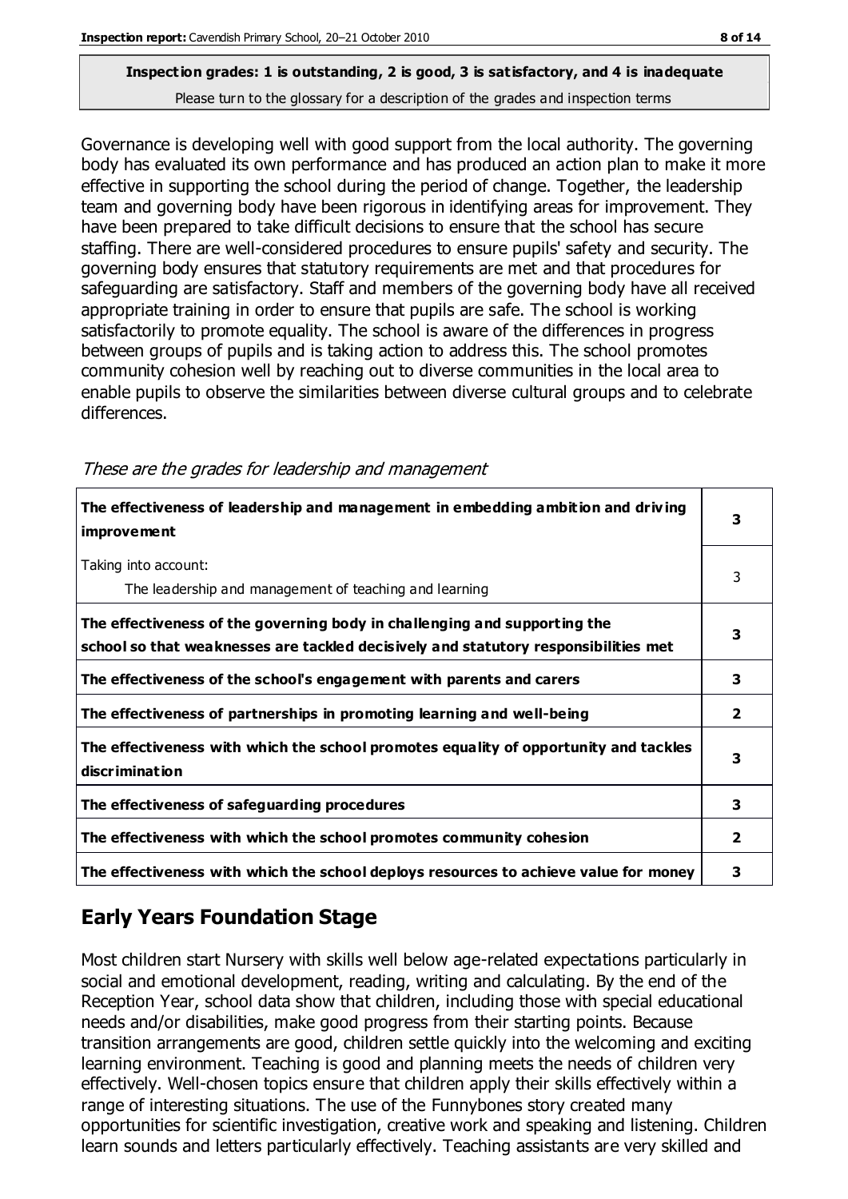**Inspection grades: 1 is outstanding, 2 is good, 3 is satisfactory, and 4 is inadequate**
Please turn to the glossary for a description of the grades and inspection terms

Governance is developing well with good support from the local authority. The governing body has evaluated its own performance and has produced an action plan to make it more effective in supporting the school during the period of change. Together, the leadership team and governing body have been rigorous in identifying areas for improvement. They have been prepared to take difficult decisions to ensure that the school has secure staffing. There are well-considered procedures to ensure pupils' safety and security. The governing body ensures that statutory requirements are met and that procedures for safeguarding are satisfactory. Staff and members of the governing body have all received appropriate training in order to ensure that pupils are safe. The school is working satisfactorily to promote equality. The school is aware of the differences in progress between groups of pupils and is taking action to address this. The school promotes community cohesion well by reaching out to diverse communities in the local area to enable pupils to observe the similarities between diverse cultural groups and to celebrate differences.

*These are the grades for leadership and management*

| | |
|---|---|
| **The effectiveness of leadership and management in embedding ambition and driving improvement** | **3** |
| Taking into account: The leadership and management of teaching and learning | 3 |
| **The effectiveness of the governing body in challenging and supporting the school so that weaknesses are tackled decisively and statutory responsibilities met** | **3** |
| **The effectiveness of the school's engagement with parents and carers** | **3** |
| **The effectiveness of partnerships in promoting learning and well-being** | **2** |
| **The effectiveness with which the school promotes equality of opportunity and tackles discrimination** | **3** |
| **The effectiveness of safeguarding procedures** | **3** |
| **The effectiveness with which the school promotes community cohesion** | **2** |
| **The effectiveness with which the school deploys resources to achieve value for money** | **3** |

## Early Years Foundation Stage

Most children start Nursery with skills well below age-related expectations particularly in social and emotional development, reading, writing and calculating. By the end of the Reception Year, school data show that children, including those with special educational needs and/or disabilities, make good progress from their starting points. Because transition arrangements are good, children settle quickly into the welcoming and exciting learning environment. Teaching is good and planning meets the needs of children very effectively. Well-chosen topics ensure that children apply their skills effectively within a range of interesting situations. The use of the Funnybones story created many opportunities for scientific investigation, creative work and speaking and listening. Children learn sounds and letters particularly effectively. Teaching assistants are very skilled and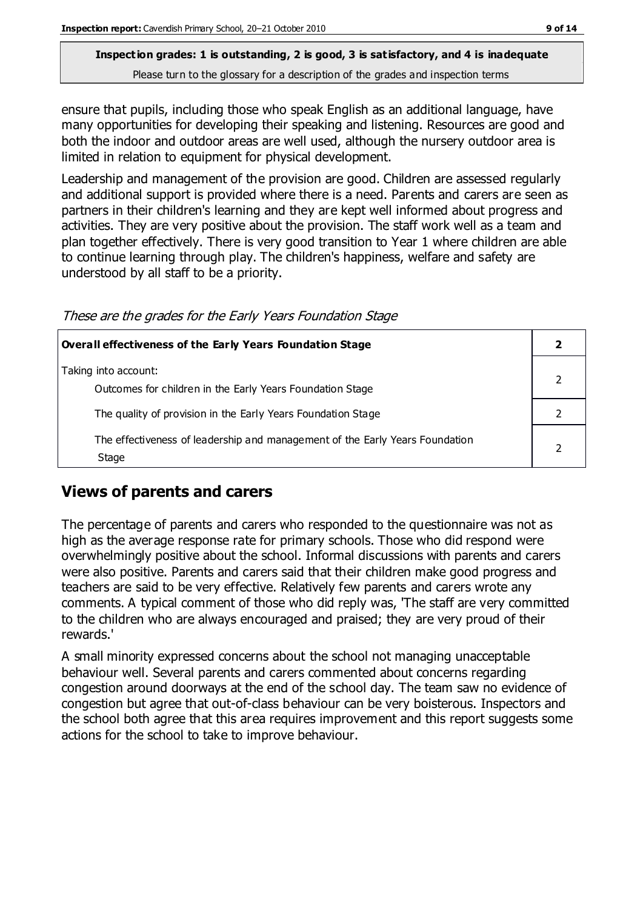ensure that pupils, including those who speak English as an additional language, have many opportunities for developing their speaking and listening. Resources are good and both the indoor and outdoor areas are well used, although the nursery outdoor area is limited in relation to equipment for physical development.

Leadership and management of the provision are good. Children are assessed regularly and additional support is provided where there is a need. Parents and carers are seen as partners in their children's learning and they are kept well informed about progress and activities. They are very positive about the provision. The staff work well as a team and plan together effectively. There is very good transition to Year 1 where children are able to continue learning through play. The children's happiness, welfare and safety are understood by all staff to be a priority.

*These are the grades for the Early Years Foundation Stage*

| **Overall effectiveness of the Early Years Foundation Stage** | **2** |
|---|---|
| Taking into account:<br>Outcomes for children in the Early Years Foundation Stage | 2 |
| The quality of provision in the Early Years Foundation Stage | 2 |
| The effectiveness of leadership and management of the Early Years Foundation Stage | 2 |

## Views of parents and carers

The percentage of parents and carers who responded to the questionnaire was not as high as the average response rate for primary schools. Those who did respond were overwhelmingly positive about the school. Informal discussions with parents and carers were also positive. Parents and carers said that their children make good progress and teachers are said to be very effective. Relatively few parents and carers wrote any comments. A typical comment of those who did reply was, 'The staff are very committed to the children who are always encouraged and praised; they are very proud of their rewards.'

A small minority expressed concerns about the school not managing unacceptable behaviour well. Several parents and carers commented about concerns regarding congestion around doorways at the end of the school day. The team saw no evidence of congestion but agree that out-of-class behaviour can be very boisterous. Inspectors and the school both agree that this area requires improvement and this report suggests some actions for the school to take to improve behaviour.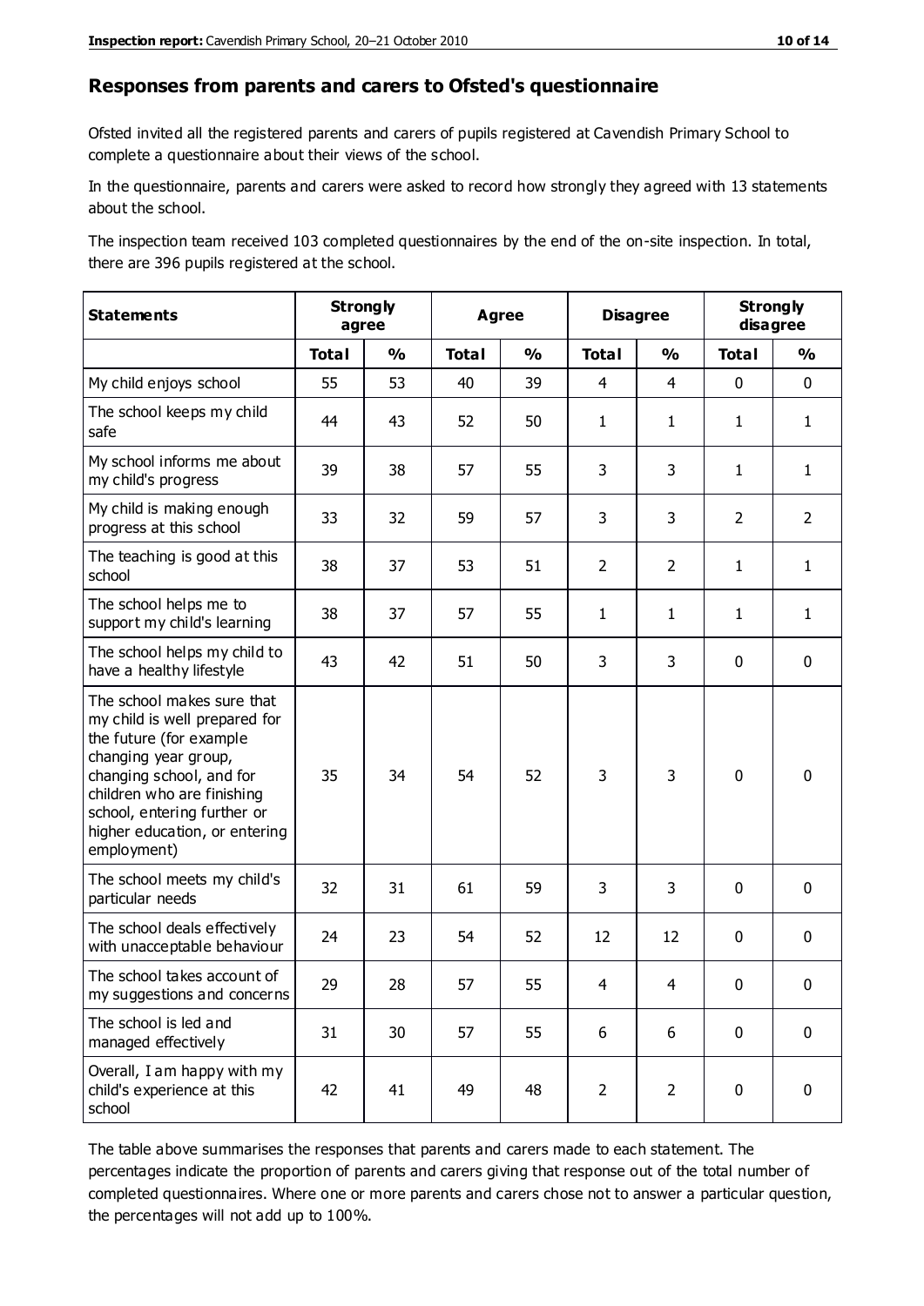## Responses from parents and carers to Ofsted's questionnaire

Ofsted invited all the registered parents and carers of pupils registered at Cavendish Primary School to complete a questionnaire about their views of the school.

In the questionnaire, parents and carers were asked to record how strongly they agreed with 13 statements about the school.

The inspection team received 103 completed questionnaires by the end of the on-site inspection. In total, there are 396 pupils registered at the school.

| Statements | Strongly agree | | Agree | | Disagree | | Strongly disagree | |
|---|---|---|---|---|---|---|---|---|
| | Total | % | Total | % | Total | % | Total | % |
| My child enjoys school | 55 | 53 | 40 | 39 | 4 | 4 | 0 | 0 |
| The school keeps my child safe | 44 | 43 | 52 | 50 | 1 | 1 | 1 | 1 |
| My school informs me about my child's progress | 39 | 38 | 57 | 55 | 3 | 3 | 1 | 1 |
| My child is making enough progress at this school | 33 | 32 | 59 | 57 | 3 | 3 | 2 | 2 |
| The teaching is good at this school | 38 | 37 | 53 | 51 | 2 | 2 | 1 | 1 |
| The school helps me to support my child's learning | 38 | 37 | 57 | 55 | 1 | 1 | 1 | 1 |
| The school helps my child to have a healthy lifestyle | 43 | 42 | 51 | 50 | 3 | 3 | 0 | 0 |
| The school makes sure that my child is well prepared for the future (for example changing year group, changing school, and for children who are finishing school, entering further or higher education, or entering employment) | 35 | 34 | 54 | 52 | 3 | 3 | 0 | 0 |
| The school meets my child's particular needs | 32 | 31 | 61 | 59 | 3 | 3 | 0 | 0 |
| The school deals effectively with unacceptable behaviour | 24 | 23 | 54 | 52 | 12 | 12 | 0 | 0 |
| The school takes account of my suggestions and concerns | 29 | 28 | 57 | 55 | 4 | 4 | 0 | 0 |
| The school is led and managed effectively | 31 | 30 | 57 | 55 | 6 | 6 | 0 | 0 |
| Overall, I am happy with my child's experience at this school | 42 | 41 | 49 | 48 | 2 | 2 | 0 | 0 |

The table above summarises the responses that parents and carers made to each statement. The percentages indicate the proportion of parents and carers giving that response out of the total number of completed questionnaires. Where one or more parents and carers chose not to answer a particular question, the percentages will not add up to 100%.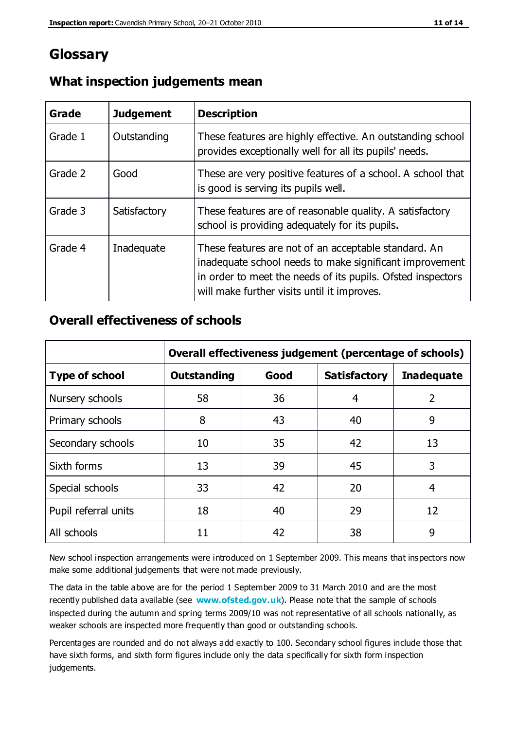# Glossary

## What inspection judgements mean

| Grade | Judgement | Description |
|---|---|---|
| Grade 1 | Outstanding | These features are highly effective. An outstanding school provides exceptionally well for all its pupils' needs. |
| Grade 2 | Good | These are very positive features of a school. A school that is good is serving its pupils well. |
| Grade 3 | Satisfactory | These features are of reasonable quality. A satisfactory school is providing adequately for its pupils. |
| Grade 4 | Inadequate | These features are not of an acceptable standard. An inadequate school needs to make significant improvement in order to meet the needs of its pupils. Ofsted inspectors will make further visits until it improves. |

## Overall effectiveness of schools

| | Overall effectiveness judgement (percentage of schools) | | | |
|---|---|---|---|---|
| **Type of school** | **Outstanding** | **Good** | **Satisfactory** | **Inadequate** |
| Nursery schools | 58 | 36 | 4 | 2 |
| Primary schools | 8 | 43 | 40 | 9 |
| Secondary schools | 10 | 35 | 42 | 13 |
| Sixth forms | 13 | 39 | 45 | 3 |
| Special schools | 33 | 42 | 20 | 4 |
| Pupil referral units | 18 | 40 | 29 | 12 |
| All schools | 11 | 42 | 38 | 9 |

New school inspection arrangements were introduced on 1 September 2009. This means that inspectors now make some additional judgements that were not made previously.

The data in the table above are for the period 1 September 2009 to 31 March 2010 and are the most recently published data available (see **www.ofsted.gov.uk**). Please note that the sample of schools inspected during the autumn and spring terms 2009/10 was not representative of all schools nationally, as weaker schools are inspected more frequently than good or outstanding schools.

Percentages are rounded and do not always add exactly to 100. Secondary school figures include those that have sixth forms, and sixth form figures include only the data specifically for sixth form inspection judgements.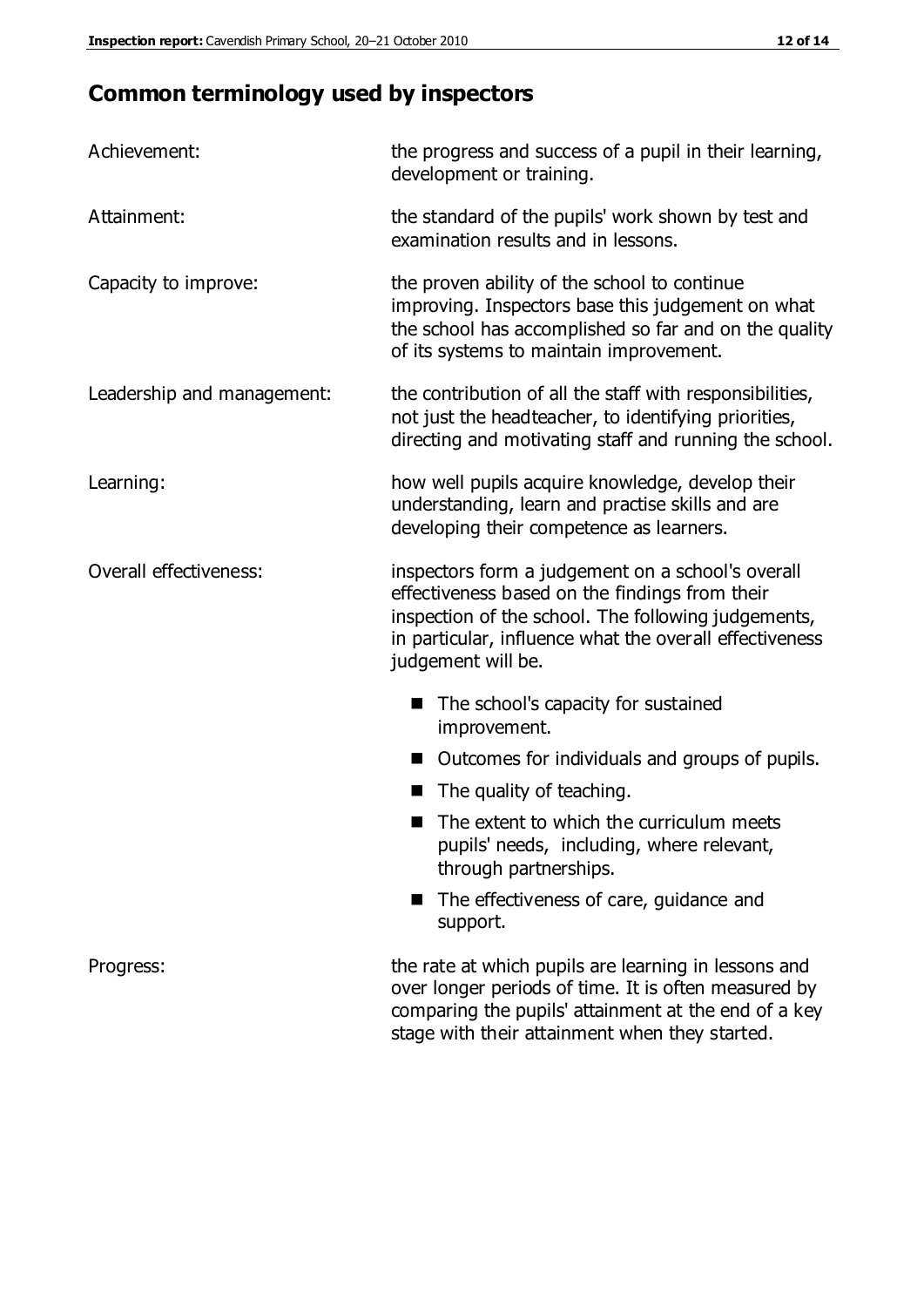## Common terminology used by inspectors

| | |
|---|---|
| Achievement: | the progress and success of a pupil in their learning, development or training. |
| Attainment: | the standard of the pupils' work shown by test and examination results and in lessons. |
| Capacity to improve: | the proven ability of the school to continue improving. Inspectors base this judgement on what the school has accomplished so far and on the quality of its systems to maintain improvement. |
| Leadership and management: | the contribution of all the staff with responsibilities, not just the headteacher, to identifying priorities, directing and motivating staff and running the school. |
| Learning: | how well pupils acquire knowledge, develop their understanding, learn and practise skills and are developing their competence as learners. |
| Overall effectiveness: | inspectors form a judgement on a school's overall effectiveness based on the findings from their inspection of the school. The following judgements, in particular, influence what the overall effectiveness judgement will be. |

- The school's capacity for sustained improvement.
- Outcomes for individuals and groups of pupils.
- The quality of teaching.
- The extent to which the curriculum meets pupils' needs, including, where relevant, through partnerships.
- The effectiveness of care, guidance and support.

| | |
|---|---|
| Progress: | the rate at which pupils are learning in lessons and over longer periods of time. It is often measured by comparing the pupils' attainment at the end of a key stage with their attainment when they started. |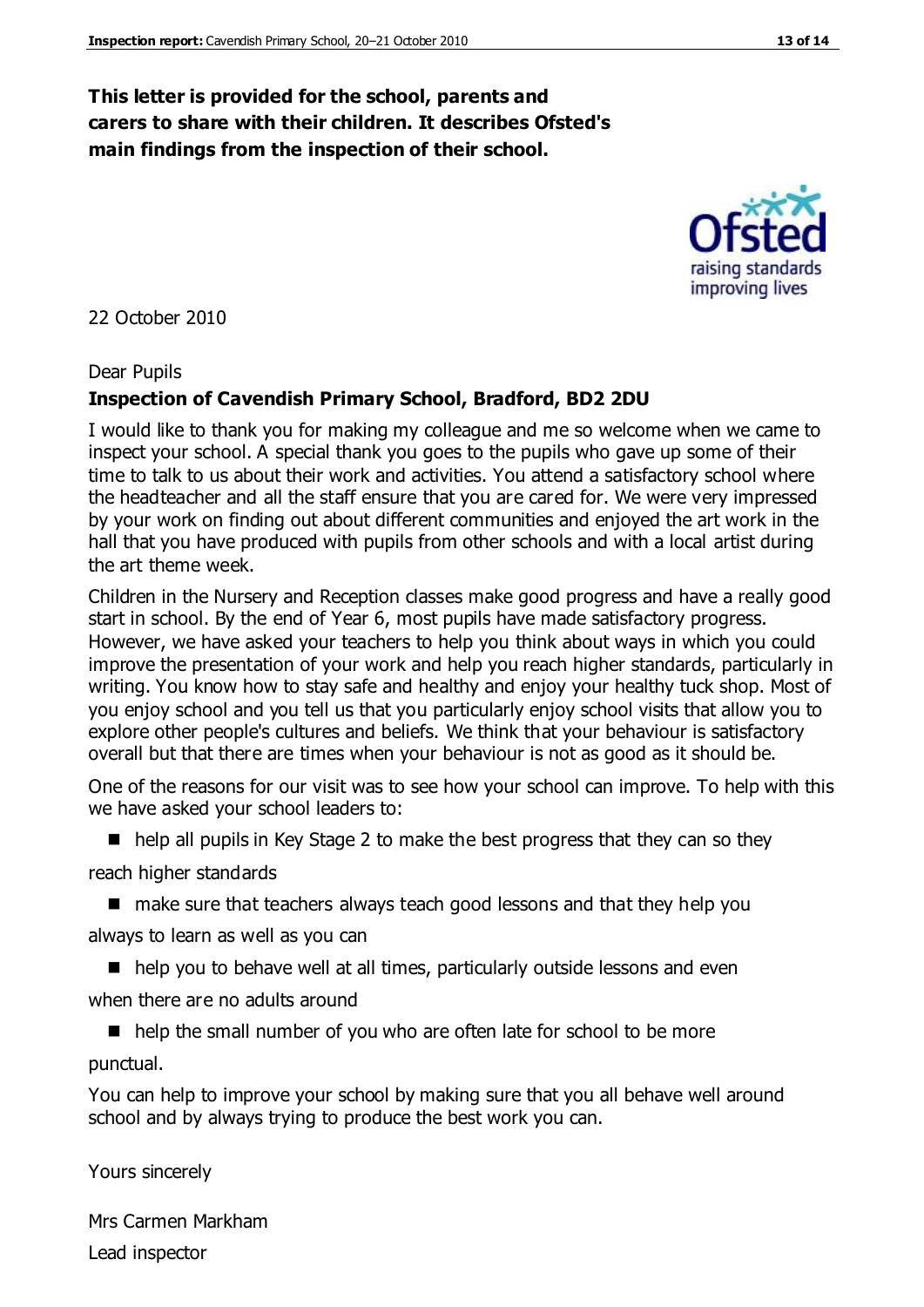**This letter is provided for the school, parents and carers to share with their children. It describes Ofsted's main findings from the inspection of their school.**

22 October 2010

Dear Pupils

**Inspection of Cavendish Primary School, Bradford, BD2 2DU**

I would like to thank you for making my colleague and me so welcome when we came to inspect your school. A special thank you goes to the pupils who gave up some of their time to talk to us about their work and activities. You attend a satisfactory school where the headteacher and all the staff ensure that you are cared for. We were very impressed by your work on finding out about different communities and enjoyed the art work in the hall that you have produced with pupils from other schools and with a local artist during the art theme week.

Children in the Nursery and Reception classes make good progress and have a really good start in school. By the end of Year 6, most pupils have made satisfactory progress. However, we have asked your teachers to help you think about ways in which you could improve the presentation of your work and help you reach higher standards, particularly in writing. You know how to stay safe and healthy and enjoy your healthy tuck shop. Most of you enjoy school and you tell us that you particularly enjoy school visits that allow you to explore other people's cultures and beliefs. We think that your behaviour is satisfactory overall but that there are times when your behaviour is not as good as it should be.

One of the reasons for our visit was to see how your school can improve. To help with this we have asked your school leaders to:

- help all pupils in Key Stage 2 to make the best progress that they can so they reach higher standards
- make sure that teachers always teach good lessons and that they help you always to learn as well as you can
- help you to behave well at all times, particularly outside lessons and even when there are no adults around
- help the small number of you who are often late for school to be more punctual.

You can help to improve your school by making sure that you all behave well around school and by always trying to produce the best work you can.

Yours sincerely

Mrs Carmen Markham
Lead inspector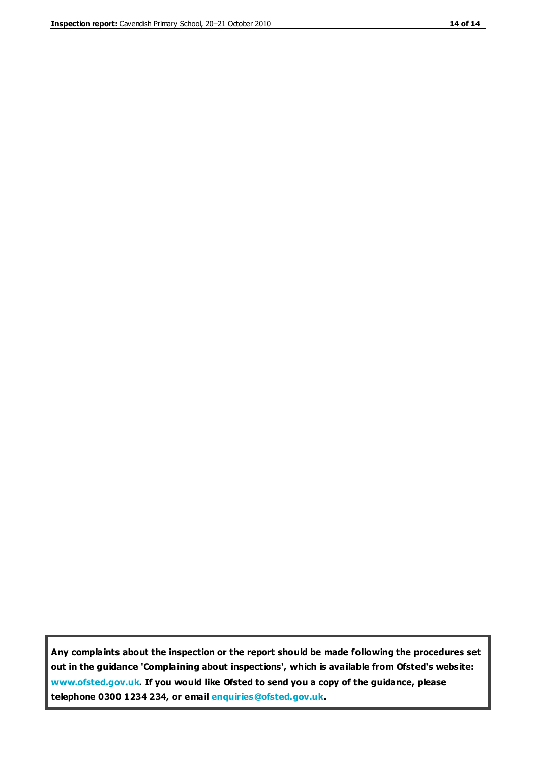**Any complaints about the inspection or the report should be made following the procedures set out in the guidance 'Complaining about inspections', which is available from Ofsted's website: www.ofsted.gov.uk. If you would like Ofsted to send you a copy of the guidance, please telephone 0300 1234 234, or email enquiries@ofsted.gov.uk.**